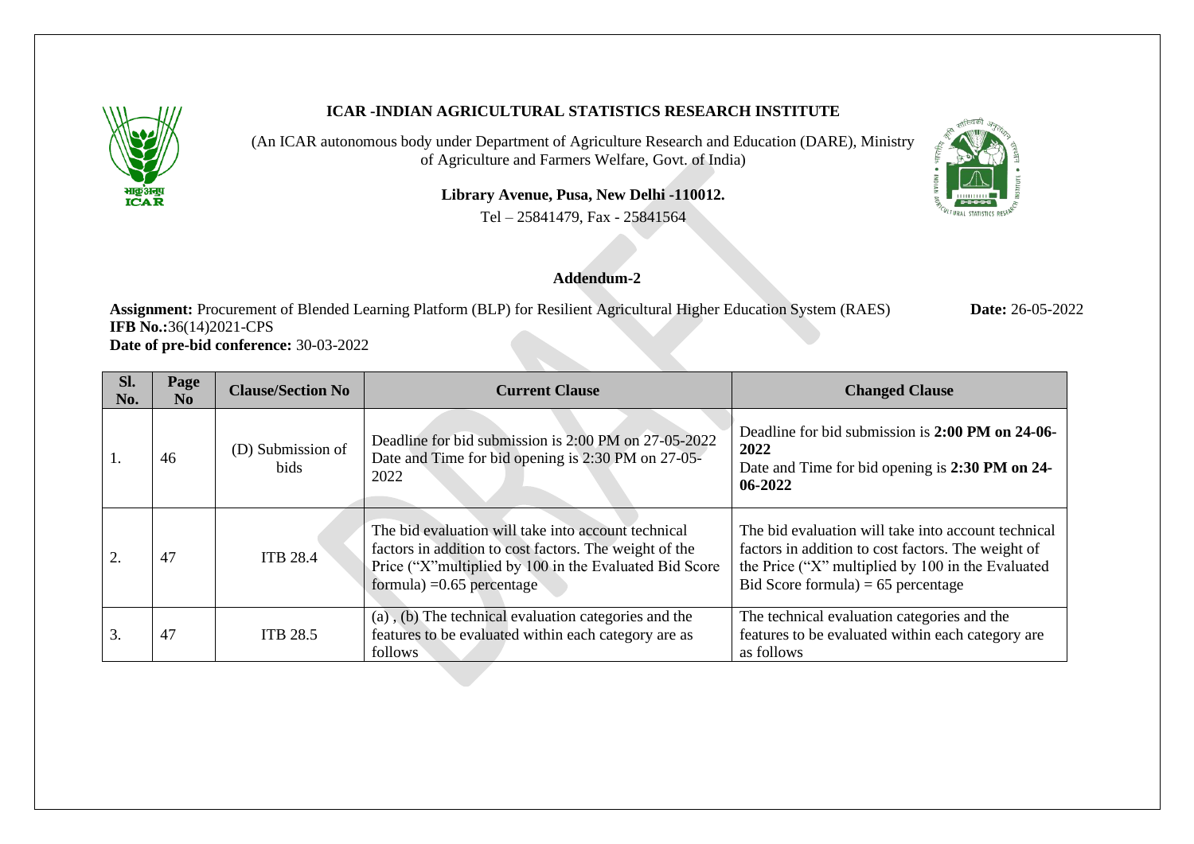**ICAR -INDIAN AGRICULTURAL STATISTICS RESEARCH INSTITUTE**

(An ICAR autonomous body under Department of Agriculture Research and Education (DARE), Ministry of Agriculture and Farmers Welfare, Govt. of India)

**Library Avenue, Pusa, New Delhi -110012.**

Tel – 25841479, Fax - 25841564

## Addendum-2

**Assignment:** Procurement of Blended Learning Platform (BLP) for Resilient Agricultural Higher Education System (RAES) **Date:** 26-05-2022

**IFB No.:**36(14)2021-CPS

**Date of pre-bid conference:** 30-03-2022

| Sl. No. | Page No | Clause/Section No | Current Clause | Changed Clause |
|---|---|---|---|---|
| 1. | 46 | (D) Submission of bids | Deadline for bid submission is 2:00 PM on 27-05-2022 Date and Time for bid opening is 2:30 PM on 27-05-2022 | Deadline for bid submission is **2:00 PM on 24-06-2022** Date and Time for bid opening is **2:30 PM on 24-06-2022** |
| 2. | 47 | ITB 28.4 | The bid evaluation will take into account technical factors in addition to cost factors. The weight of the Price ("X"multiplied by 100 in the Evaluated Bid Score formula) =0.65 percentage | The bid evaluation will take into account technical factors in addition to cost factors. The weight of the Price ("X" multiplied by 100 in the Evaluated Bid Score formula) = 65 percentage |
| 3. | 47 | ITB 28.5 | (a) , (b) The technical evaluation categories and the features to be evaluated within each category are as follows | The technical evaluation categories and the features to be evaluated within each category are as follows |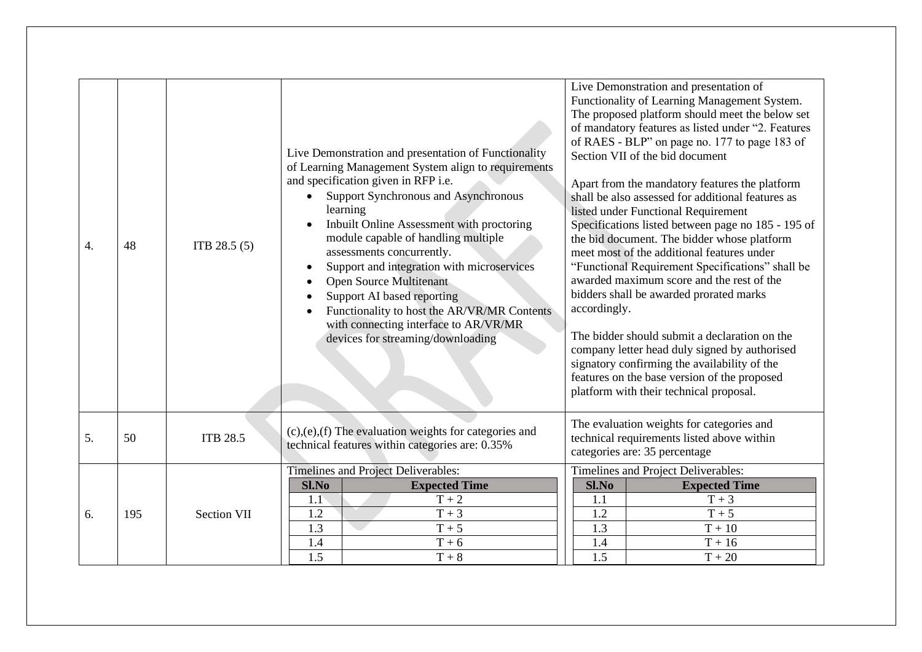| 4. | 48 | ITB 28.5 (5) | Live Demonstration and presentation of Functionality of Learning Management System align to requirements and specification given in RFP i.e.<br>• Support Synchronous and Asynchronous learning<br>• Inbuilt Online Assessment with proctoring module capable of handling multiple assessments concurrently.<br>• Support and integration with microservices<br>• Open Source Multitenant<br>• Support AI based reporting<br>• Functionality to host the AR/VR/MR Contents with connecting interface to AR/VR/MR devices for streaming/downloading | Live Demonstration and presentation of Functionality of Learning Management System. The proposed platform should meet the below set of mandatory features as listed under "2. Features of RAES - BLP" on page no. 177 to page 183 of Section VII of the bid document<br><br>Apart from the mandatory features the platform shall be also assessed for additional features as listed under Functional Requirement Specifications listed between page no 185 - 195 of the bid document. The bidder whose platform meet most of the additional features under "Functional Requirement Specifications" shall be awarded maximum score and the rest of the bidders shall be awarded prorated marks accordingly.<br><br>The bidder should submit a declaration on the company letter head duly signed by authorised signatory confirming the availability of the features on the base version of the proposed platform with their technical proposal. |
|---|---|---|---|---|
| 5. | 50 | ITB 28.5 | (c),(e),(f) The evaluation weights for categories and technical features within categories are: 0.35% | The evaluation weights for categories and technical requirements listed above within categories are: 35 percentage |
| 6. | 195 | Section VII | Timelines and Project Deliverables:<br><br>Sl.No \| Expected Time<br>1.1 \| T + 2<br>1.2 \| T + 3<br>1.3 \| T + 5<br>1.4 \| T + 6<br>1.5 \| T + 8 | Timelines and Project Deliverables:<br><br>Sl.No \| Expected Time<br>1.1 \| T + 3<br>1.2 \| T + 5<br>1.3 \| T + 10<br>1.4 \| T + 16<br>1.5 \| T + 20 |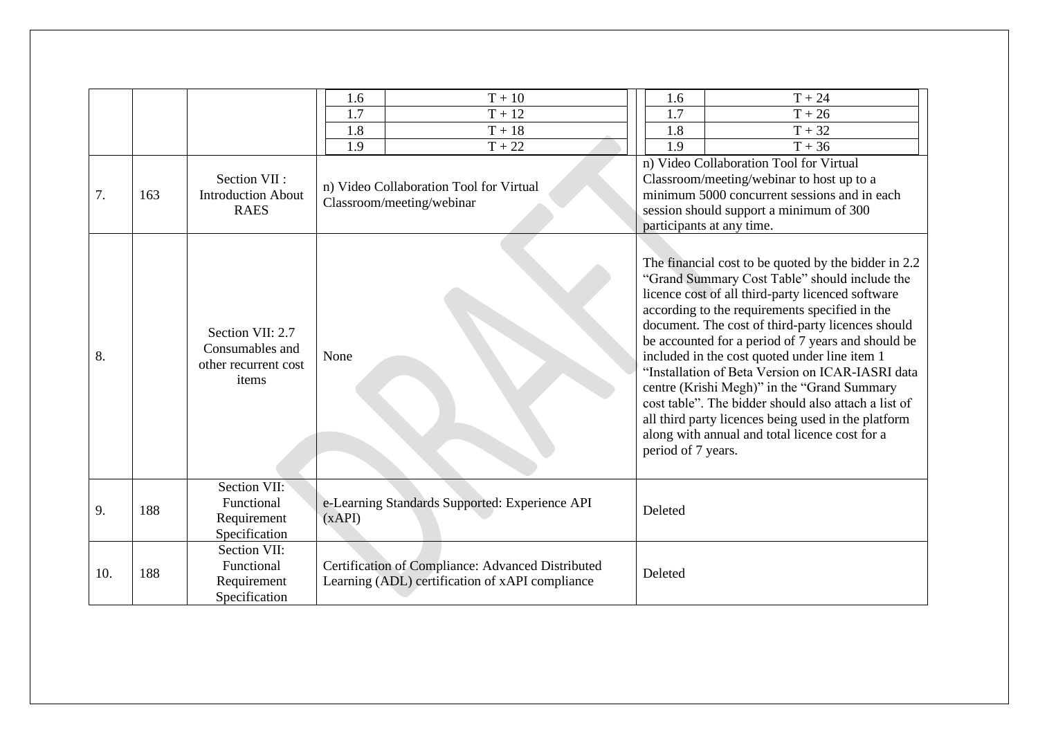| | | | | |
|---|---|---|---|---|
| | | | 1.6 T + 10<br>1.7 T + 12<br>1.8 T + 18<br>1.9 T + 22 | 1.6 T + 24<br>1.7 T + 26<br>1.8 T + 32<br>1.9 T + 36 |
| 7. | 163 | Section VII : Introduction About RAES | n) Video Collaboration Tool for Virtual Classroom/meeting/webinar | n) Video Collaboration Tool for Virtual Classroom/meeting/webinar to host up to a minimum 5000 concurrent sessions and in each session should support a minimum of 300 participants at any time. |
| 8. | | Section VII: 2.7 Consumables and other recurrent cost items | None | The financial cost to be quoted by the bidder in 2.2 "Grand Summary Cost Table" should include the licence cost of all third-party licenced software according to the requirements specified in the document. The cost of third-party licences should be accounted for a period of 7 years and should be included in the cost quoted under line item 1 "Installation of Beta Version on ICAR-IASRI data centre (Krishi Megh)" in the "Grand Summary cost table". The bidder should also attach a list of all third party licences being used in the platform along with annual and total licence cost for a period of 7 years. |
| 9. | 188 | Section VII: Functional Requirement Specification | e-Learning Standards Supported: Experience API (xAPI) | Deleted |
| 10. | 188 | Section VII: Functional Requirement Specification | Certification of Compliance: Advanced Distributed Learning (ADL) certification of xAPI compliance | Deleted |